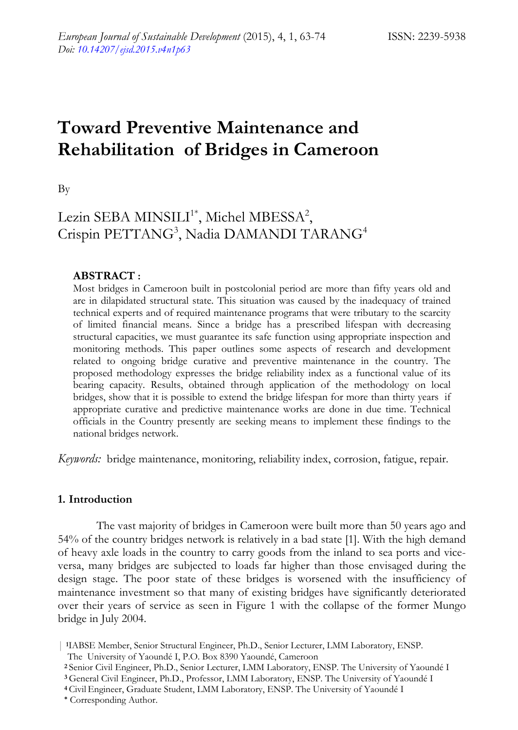// Toward Preventive Maintenance and Rehabilitation of Bridges in Cameroon

By

Lezin SEBA MINSILI[1*], Michel MBESSA[2], Crispin PETTANG[3], Nadia DAMANDI TARANG[4]

**ABSTRACT :**

Most bridges in Cameroon built in postcolonial period are more than fifty years old and are in dilapidated structural state. This situation was caused by the inadequacy of trained technical experts and of required maintenance programs that were tributary to the scarcity of limited financial means. Since a bridge has a prescribed lifespan with decreasing structural capacities, we must guarantee its safe function using appropriate inspection and monitoring methods. This paper outlines some aspects of research and development related to ongoing bridge curative and preventive maintenance in the country. The proposed methodology expresses the bridge reliability index as a functional value of its bearing capacity. Results, obtained through application of the methodology on local bridges, show that it is possible to extend the bridge lifespan for more than thirty years if appropriate curative and predictive maintenance works are done in due time. Technical officials in the Country presently are seeking means to implement these findings to the national bridges network.

*Keywords:* bridge maintenance, monitoring, reliability index, corrosion, fatigue, repair.

## 1. Introduction

The vast majority of bridges in Cameroon were built more than 50 years ago and 54% of the country bridges network is relatively in a bad state [1]. With the high demand of heavy axle loads in the country to carry goods from the inland to sea ports and vice-versa, many bridges are subjected to loads far higher than those envisaged during the design stage. The poor state of these bridges is worsened with the insufficiency of maintenance investment so that many of existing bridges have significantly deteriorated over their years of service as seen in Figure 1 with the collapse of the former Mungo bridge in July 2004.

[1] IABSE Member, Senior Structural Engineer, Ph.D., Senior Lecturer, LMM Laboratory, ENSP. The University of Yaoundé I, P.O. Box 8390 Yaoundé, Cameroon

[2] Senior Civil Engineer, Ph.D., Senior Lecturer, LMM Laboratory, ENSP. The University of Yaoundé I

[3] General Civil Engineer, Ph.D., Professor, LMM Laboratory, ENSP. The University of Yaoundé I

[4] Civil Engineer, Graduate Student, LMM Laboratory, ENSP. The University of Yaoundé I

[*] Corresponding Author.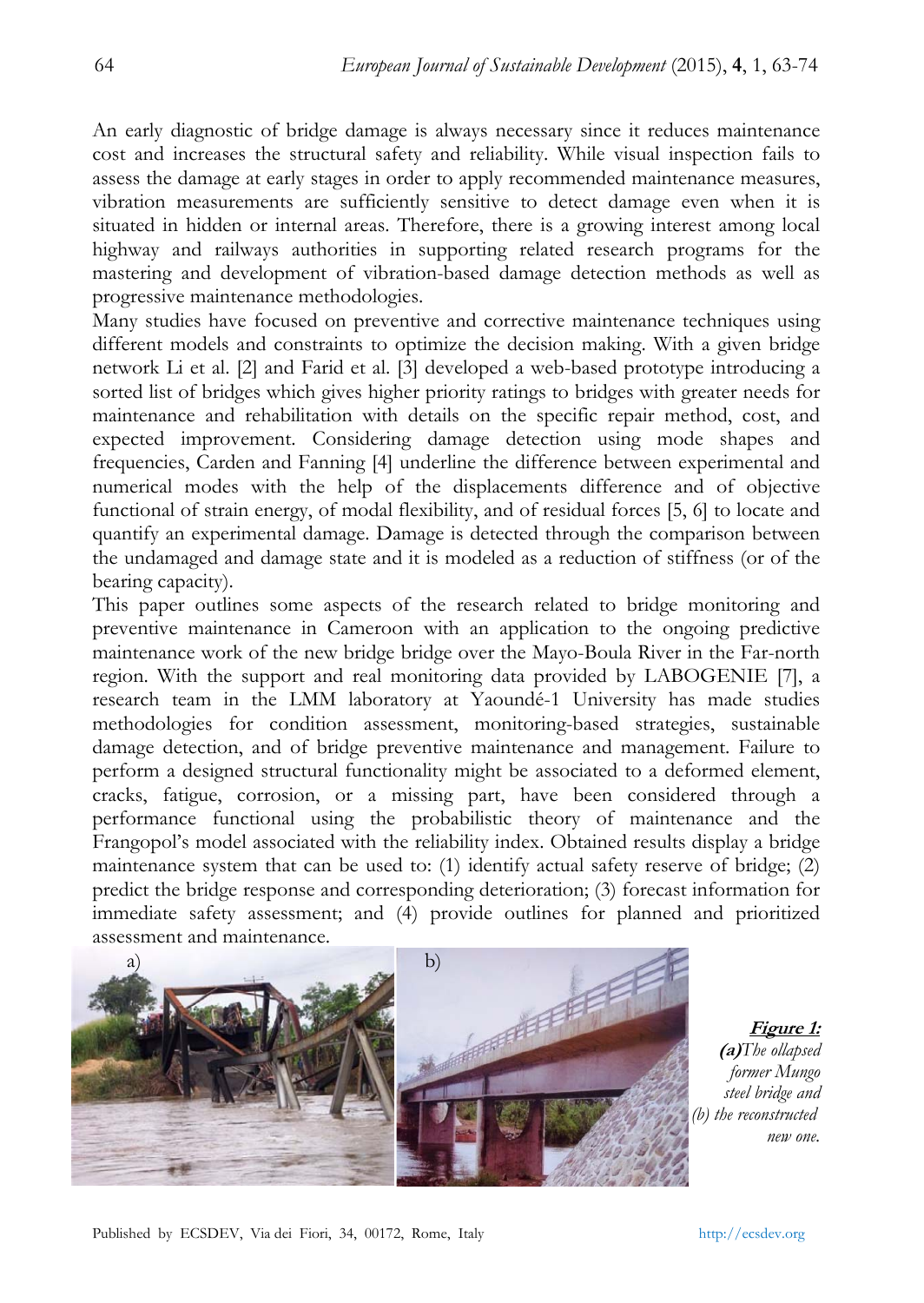An early diagnostic of bridge damage is always necessary since it reduces maintenance cost and increases the structural safety and reliability. While visual inspection fails to assess the damage at early stages in order to apply recommended maintenance measures, vibration measurements are sufficiently sensitive to detect damage even when it is situated in hidden or internal areas. Therefore, there is a growing interest among local highway and railways authorities in supporting related research programs for the mastering and development of vibration-based damage detection methods as well as progressive maintenance methodologies.

Many studies have focused on preventive and corrective maintenance techniques using different models and constraints to optimize the decision making. With a given bridge network Li et al. [2] and Farid et al. [3] developed a web-based prototype introducing a sorted list of bridges which gives higher priority ratings to bridges with greater needs for maintenance and rehabilitation with details on the specific repair method, cost, and expected improvement. Considering damage detection using mode shapes and frequencies, Carden and Fanning [4] underline the difference between experimental and numerical modes with the help of the displacements difference and of objective functional of strain energy, of modal flexibility, and of residual forces [5, 6] to locate and quantify an experimental damage. Damage is detected through the comparison between the undamaged and damage state and it is modeled as a reduction of stiffness (or of the bearing capacity).

This paper outlines some aspects of the research related to bridge monitoring and preventive maintenance in Cameroon with an application to the ongoing predictive maintenance work of the new bridge bridge over the Mayo-Boula River in the Far-north region. With the support and real monitoring data provided by LABOGENIE [7], a research team in the LMM laboratory at Yaoundé-1 University has made studies methodologies for condition assessment, monitoring-based strategies, sustainable damage detection, and of bridge preventive maintenance and management. Failure to perform a designed structural functionality might be associated to a deformed element, cracks, fatigue, corrosion, or a missing part, have been considered through a performance functional using the probabilistic theory of maintenance and the Frangopol's model associated with the reliability index. Obtained results display a bridge maintenance system that can be used to: (1) identify actual safety reserve of bridge; (2) predict the bridge response and corresponding deterioration; (3) forecast information for immediate safety assessment; and (4) provide outlines for planned and prioritized assessment and maintenance.

a) b)

**Figure 1:** ***(a)****The ollapsed former Mungo steel bridge and (b) the reconstructed new one.*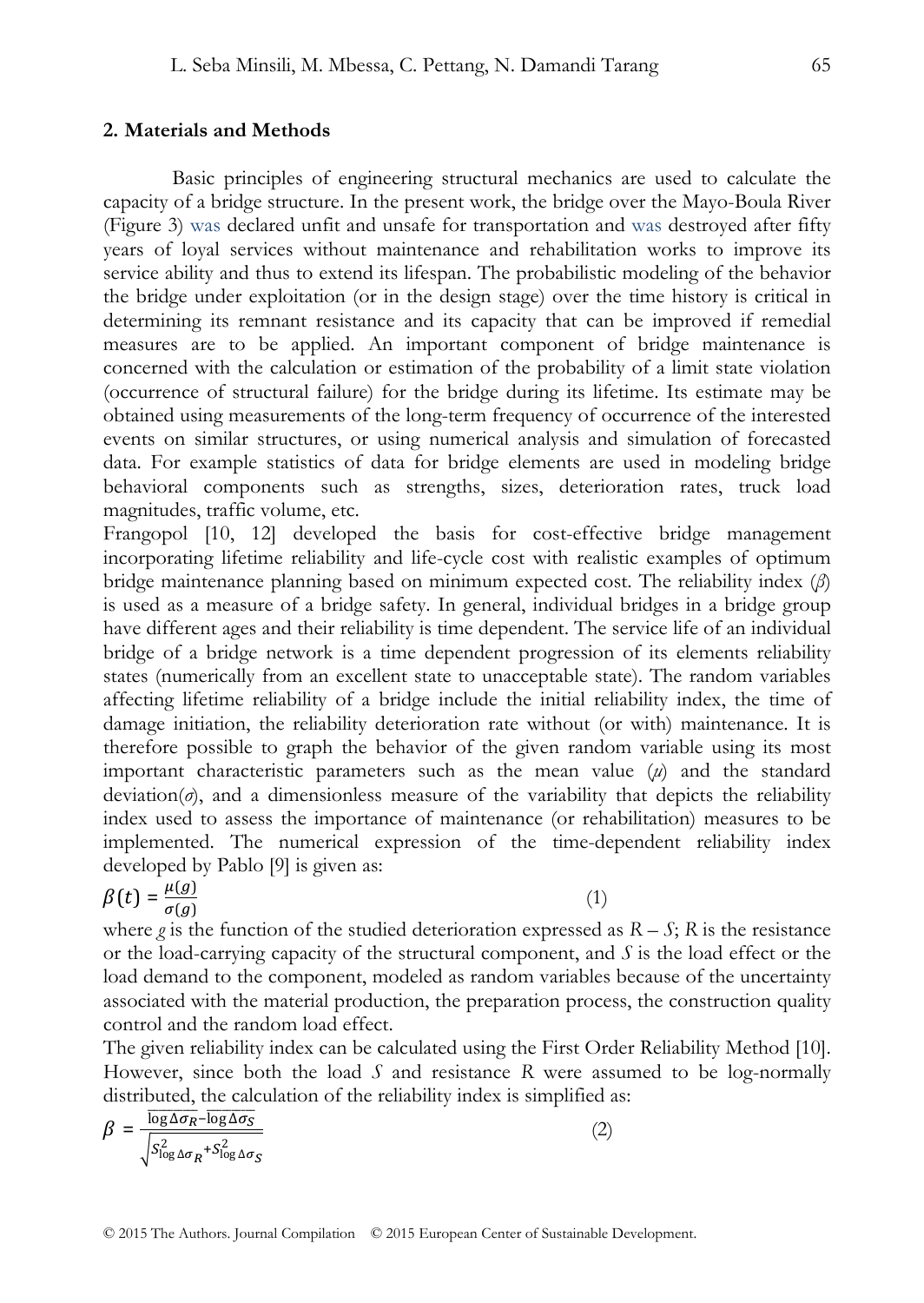## 2. Materials and Methods

Basic principles of engineering structural mechanics are used to calculate the capacity of a bridge structure. In the present work, the bridge over the Mayo-Boula River (Figure 3) was declared unfit and unsafe for transportation and was destroyed after fifty years of loyal services without maintenance and rehabilitation works to improve its service ability and thus to extend its lifespan. The probabilistic modeling of the behavior the bridge under exploitation (or in the design stage) over the time history is critical in determining its remnant resistance and its capacity that can be improved if remedial measures are to be applied. An important component of bridge maintenance is concerned with the calculation or estimation of the probability of a limit state violation (occurrence of structural failure) for the bridge during its lifetime. Its estimate may be obtained using measurements of the long-term frequency of occurrence of the interested events on similar structures, or using numerical analysis and simulation of forecasted data. For example statistics of data for bridge elements are used in modeling bridge behavioral components such as strengths, sizes, deterioration rates, truck load magnitudes, traffic volume, etc.

Frangopol [10, 12] developed the basis for cost-effective bridge management incorporating lifetime reliability and life-cycle cost with realistic examples of optimum bridge maintenance planning based on minimum expected cost. The reliability index ($\beta$) is used as a measure of a bridge safety. In general, individual bridges in a bridge group have different ages and their reliability is time dependent. The service life of an individual bridge of a bridge network is a time dependent progression of its elements reliability states (numerically from an excellent state to unacceptable state). The random variables affecting lifetime reliability of a bridge include the initial reliability index, the time of damage initiation, the reliability deterioration rate without (or with) maintenance. It is therefore possible to graph the behavior of the given random variable using its most important characteristic parameters such as the mean value ($\mu$) and the standard deviation($\sigma$), and a dimensionless measure of the variability that depicts the reliability index used to assess the importance of maintenance (or rehabilitation) measures to be implemented. The numerical expression of the time-dependent reliability index developed by Pablo [9] is given as:

$$\beta(t) = \frac{\mu(g)}{\sigma(g)} \qquad (1)$$

where $g$ is the function of the studied deterioration expressed as $R - S$; $R$ is the resistance or the load-carrying capacity of the structural component, and $S$ is the load effect or the load demand to the component, modeled as random variables because of the uncertainty associated with the material production, the preparation process, the construction quality control and the random load effect.

The given reliability index can be calculated using the First Order Reliability Method [10]. However, since both the load $S$ and resistance $R$ were assumed to be log-normally distributed, the calculation of the reliability index is simplified as:

$$\beta = \frac{\overline{\log \Delta\sigma_R - \log \Delta\sigma_S}}{\sqrt{S^2_{\log \Delta\sigma_R} + S^2_{\log \Delta\sigma_S}}} \qquad (2)$$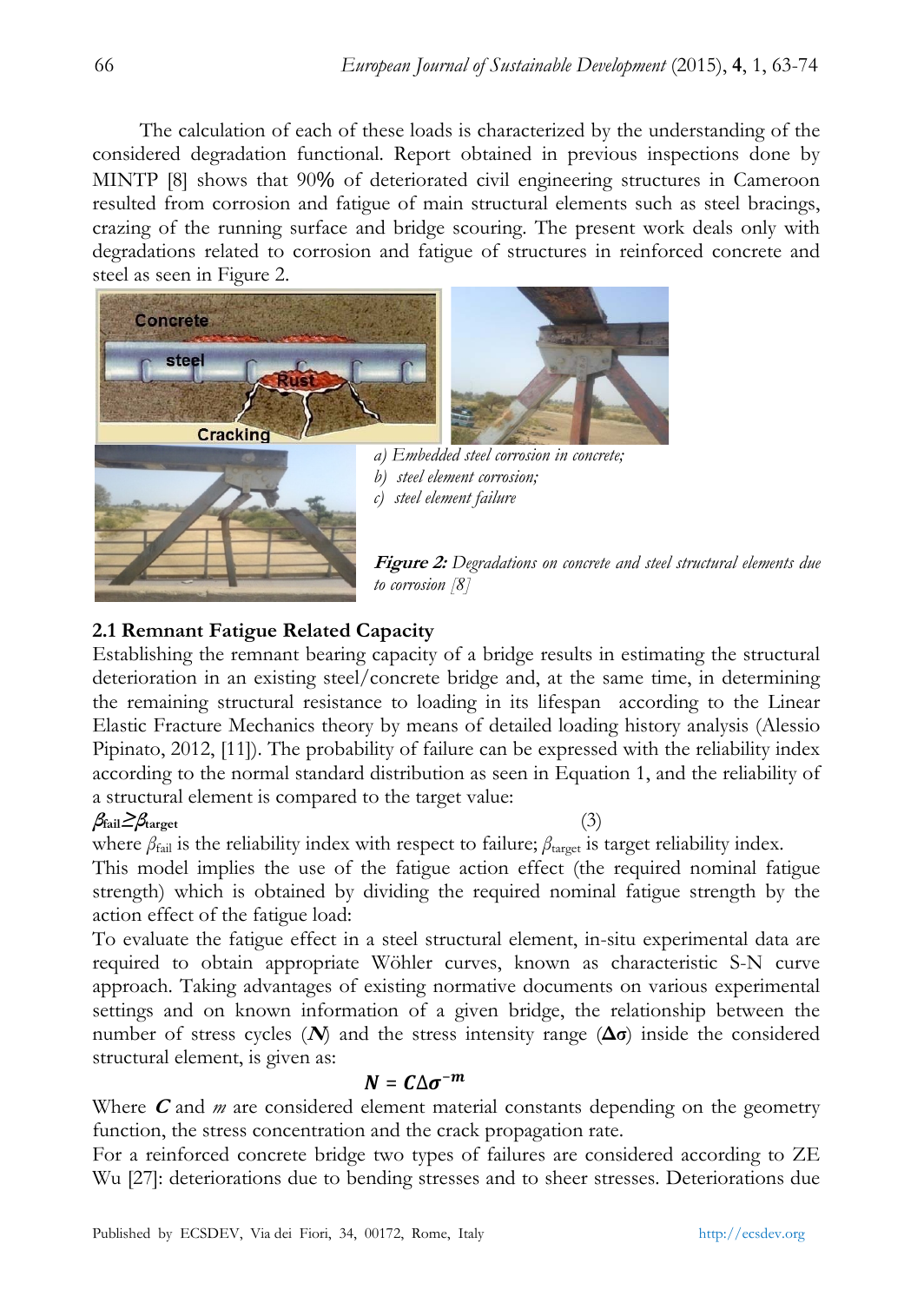The calculation of each of these loads is characterized by the understanding of the considered degradation functional. Report obtained in previous inspections done by MINTP [8] shows that 90% of deteriorated civil engineering structures in Cameroon resulted from corrosion and fatigue of main structural elements such as steel bracings, crazing of the running surface and bridge scouring. The present work deals only with degradations related to corrosion and fatigue of structures in reinforced concrete and steel as seen in Figure 2.

*a) Embedded steel corrosion in concrete;*
*b) steel element corrosion;*
*c) steel element failure*

***Figure 2:*** *Degradations on concrete and steel structural elements due to corrosion [8]*

### 2.1 Remnant Fatigue Related Capacity

Establishing the remnant bearing capacity of a bridge results in estimating the structural deterioration in an existing steel/concrete bridge and, at the same time, in determining the remaining structural resistance to loading in its lifespan according to the Linear Elastic Fracture Mechanics theory by means of detailed loading history analysis (Alessio Pipinato, 2012, [11]). The probability of failure can be expressed with the reliability index according to the normal standard distribution as seen in Equation 1, and the reliability of a structural element is compared to the target value:

$$\beta_{fail} \geq \beta_{target} \tag{3}$$

where $\beta_{fail}$ is the reliability index with respect to failure; $\beta_{target}$ is target reliability index.

This model implies the use of the fatigue action effect (the required nominal fatigue strength) which is obtained by dividing the required nominal fatigue strength by the action effect of the fatigue load:

To evaluate the fatigue effect in a steel structural element, in-situ experimental data are required to obtain appropriate Wöhler curves, known as characteristic S-N curve approach. Taking advantages of existing normative documents on various experimental settings and on known information of a given bridge, the relationship between the number of stress cycles ($N$) and the stress intensity range ($\Delta\sigma$) inside the considered structural element, is given as:

$$N = C\Delta\sigma^{-m}$$

Where $C$ and $m$ are considered element material constants depending on the geometry function, the stress concentration and the crack propagation rate.

For a reinforced concrete bridge two types of failures are considered according to ZE Wu [27]: deteriorations due to bending stresses and to sheer stresses. Deteriorations due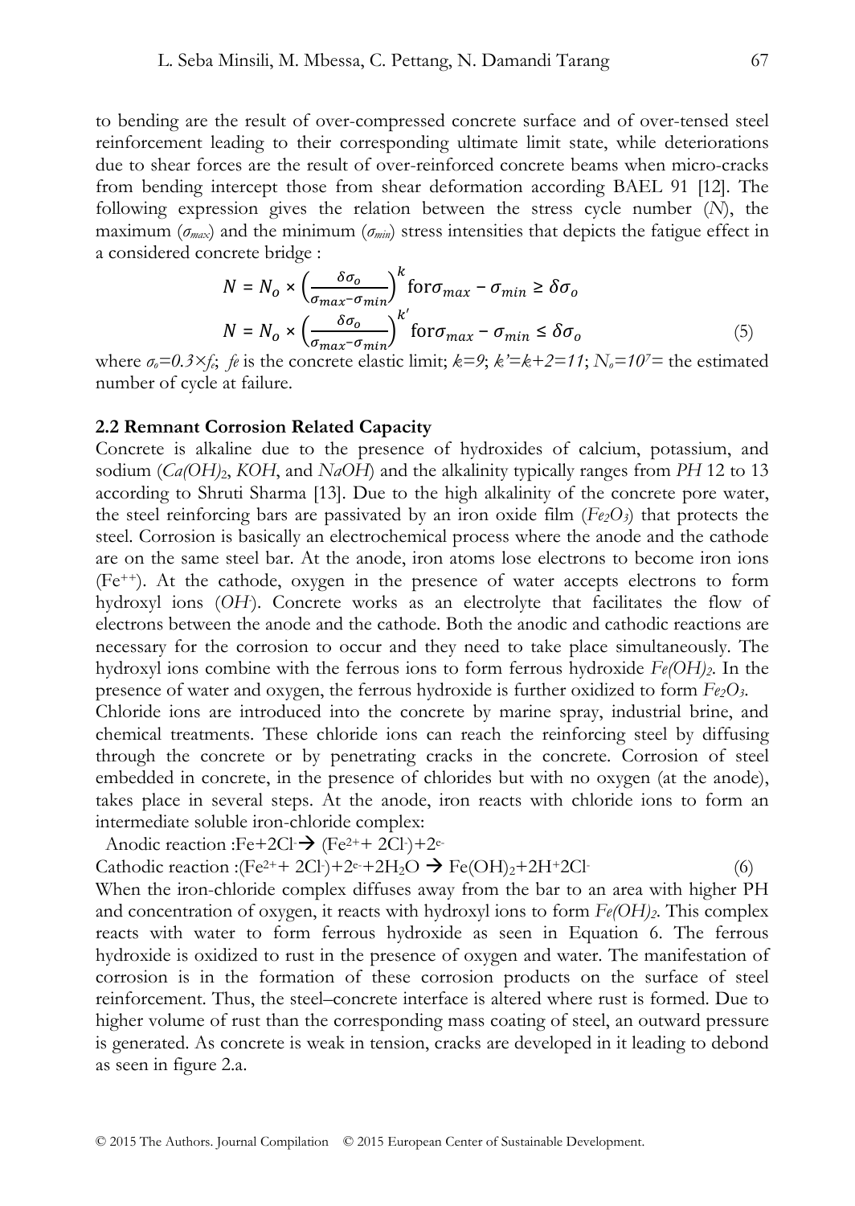to bending are the result of over-compressed concrete surface and of over-tensed steel reinforcement leading to their corresponding ultimate limit state, while deteriorations due to shear forces are the result of over-reinforced concrete beams when micro-cracks from bending intercept those from shear deformation according BAEL 91 [12]. The following expression gives the relation between the stress cycle number ($N$), the maximum ($\sigma_{max}$) and the minimum ($\sigma_{min}$) stress intensities that depicts the fatigue effect in a considered concrete bridge :

$$N = N_o \times \left(\frac{\delta\sigma_o}{\sigma_{max} - \sigma_{min}}\right)^k \text{for} \sigma_{max} - \sigma_{min} \geq \delta\sigma_o$$
$$N = N_o \times \left(\frac{\delta\sigma_o}{\sigma_{max} - \sigma_{min}}\right)^{k'} \text{for} \sigma_{max} - \sigma_{min} \leq \delta\sigma_o \quad (5)$$

where $\sigma_o = 0.3 \times f_e$; $fe$ is the concrete elastic limit; $k=9$; $k'=k+2=11$; $N_o = 10^7 =$ the estimated number of cycle at failure.

### 2.2 Remnant Corrosion Related Capacity

Concrete is alkaline due to the presence of hydroxides of calcium, potassium, and sodium ($Ca(OH)_2$, $KOH$, and $NaOH$) and the alkalinity typically ranges from $PH$ 12 to 13 according to Shruti Sharma [13]. Due to the high alkalinity of the concrete pore water, the steel reinforcing bars are passivated by an iron oxide film ($Fe_2O_3$) that protects the steel. Corrosion is basically an electrochemical process where the anode and the cathode are on the same steel bar. At the anode, iron atoms lose electrons to become iron ions ($Fe^{++}$). At the cathode, oxygen in the presence of water accepts electrons to form hydroxyl ions ($OH^-$). Concrete works as an electrolyte that facilitates the flow of electrons between the anode and the cathode. Both the anodic and cathodic reactions are necessary for the corrosion to occur and they need to take place simultaneously. The hydroxyl ions combine with the ferrous ions to form ferrous hydroxide $Fe(OH)_2$. In the presence of water and oxygen, the ferrous hydroxide is further oxidized to form $Fe_2O_3$.

Chloride ions are introduced into the concrete by marine spray, industrial brine, and chemical treatments. These chloride ions can reach the reinforcing steel by diffusing through the concrete or by penetrating cracks in the concrete. Corrosion of steel embedded in concrete, in the presence of chlorides but with no oxygen (at the anode), takes place in several steps. At the anode, iron reacts with chloride ions to form an intermediate soluble iron-chloride complex:

Anodic reaction : $Fe + 2Cl^- \rightarrow (Fe^{2+} + 2Cl^-) + 2e^-$

Cathodic reaction : $(Fe^{2+} + 2Cl^-) + 2e^- + 2H_2O \rightarrow Fe(OH)_2 + 2H^+ 2Cl^-$ (6)

When the iron-chloride complex diffuses away from the bar to an area with higher PH and concentration of oxygen, it reacts with hydroxyl ions to form $Fe(OH)_2$. This complex reacts with water to form ferrous hydroxide as seen in Equation 6. The ferrous hydroxide is oxidized to rust in the presence of oxygen and water. The manifestation of corrosion is in the formation of these corrosion products on the surface of steel reinforcement. Thus, the steel–concrete interface is altered where rust is formed. Due to higher volume of rust than the corresponding mass coating of steel, an outward pressure is generated. As concrete is weak in tension, cracks are developed in it leading to debond as seen in figure 2.a.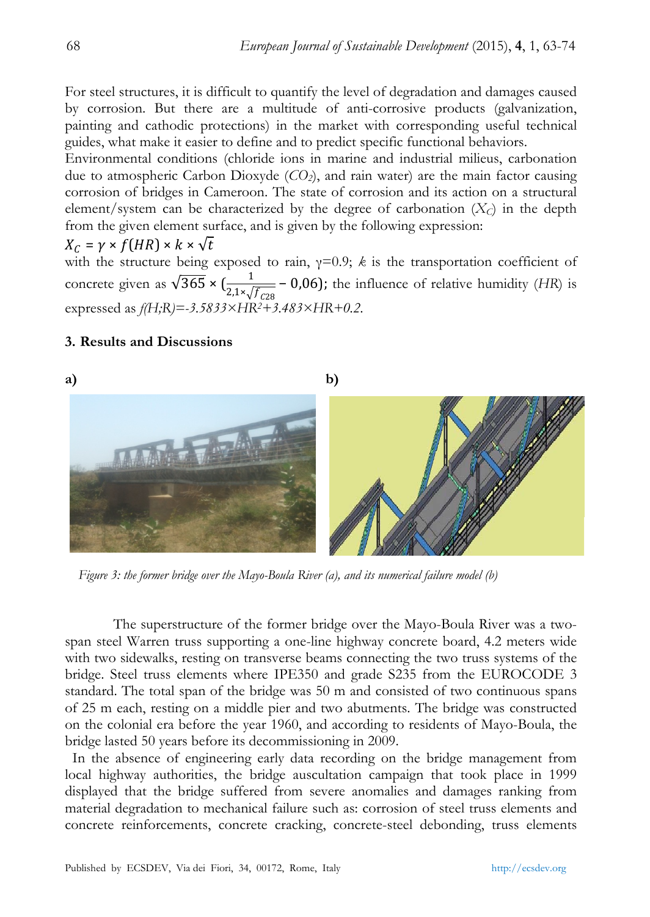For steel structures, it is difficult to quantify the level of degradation and damages caused by corrosion. But there are a multitude of anti-corrosive products (galvanization, painting and cathodic protections) in the market with corresponding useful technical guides, what make it easier to define and to predict specific functional behaviors.

Environmental conditions (chloride ions in marine and industrial milieus, carbonation due to atmospheric Carbon Dioxyde ($CO_2$), and rain water) are the main factor causing corrosion of bridges in Cameroon. The state of corrosion and its action on a structural element/system can be characterized by the degree of carbonation ($X_C$) in the depth from the given element surface, and is given by the following expression:

$$X_C = \gamma \times f(HR) \times k \times \sqrt{t}$$

with the structure being exposed to rain, $\gamma$=0.9; $k$ is the transportation coefficient of concrete given as $\sqrt{365} \times (\frac{1}{2{,}1 \times \sqrt{f_{C28}}} - 0{,}06)$; the influence of relative humidity ($HR$) is expressed as $f(H;R) = -3.5833 \times HR^2 + 3.483 \times HR + 0.2$.

### 3. Results and Discussions

**a)** **b)**

*Figure 3: the former bridge over the Mayo-Boula River (a), and its numerical failure model (b)*

The superstructure of the former bridge over the Mayo-Boula River was a two-span steel Warren truss supporting a one-line highway concrete board, 4.2 meters wide with two sidewalks, resting on transverse beams connecting the two truss systems of the bridge. Steel truss elements where IPE350 and grade S235 from the EUROCODE 3 standard. The total span of the bridge was 50 m and consisted of two continuous spans of 25 m each, resting on a middle pier and two abutments. The bridge was constructed on the colonial era before the year 1960, and according to residents of Mayo-Boula, the bridge lasted 50 years before its decommissioning in 2009.

In the absence of engineering early data recording on the bridge management from local highway authorities, the bridge auscultation campaign that took place in 1999 displayed that the bridge suffered from severe anomalies and damages ranking from material degradation to mechanical failure such as: corrosion of steel truss elements and concrete reinforcements, concrete cracking, concrete-steel debonding, truss elements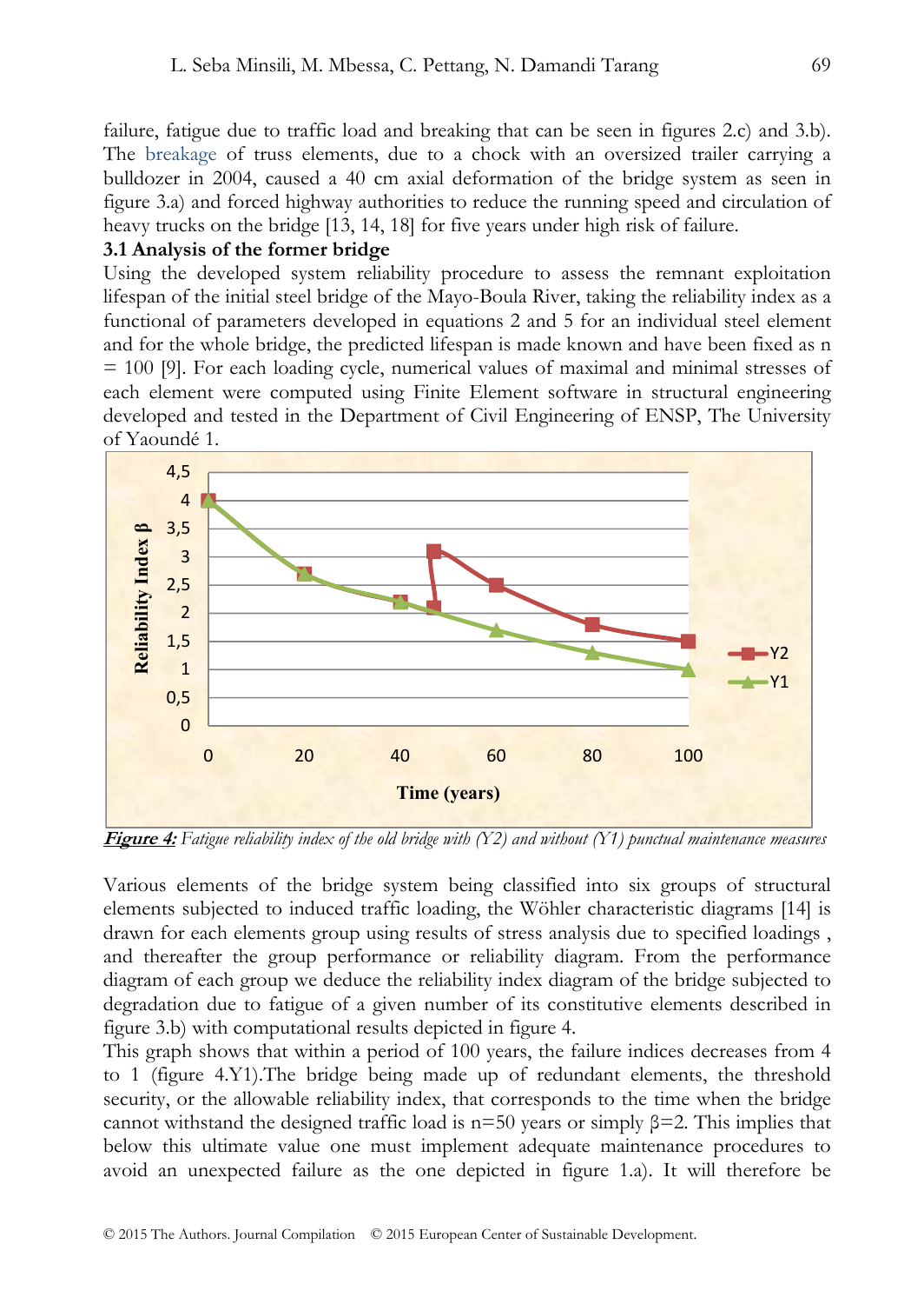failure, fatigue due to traffic load and breaking that can be seen in figures 2.c) and 3.b). The breakage of truss elements, due to a chock with an oversized trailer carrying a bulldozer in 2004, caused a 40 cm axial deformation of the bridge system as seen in figure 3.a) and forced highway authorities to reduce the running speed and circulation of heavy trucks on the bridge [13, 14, 18] for five years under high risk of failure.

### 3.1 Analysis of the former bridge

Using the developed system reliability procedure to assess the remnant exploitation lifespan of the initial steel bridge of the Mayo-Boula River, taking the reliability index as a functional of parameters developed in equations 2 and 5 for an individual steel element and for the whole bridge, the predicted lifespan is made known and have been fixed as n = 100 [9]. For each loading cycle, numerical values of maximal and minimal stresses of each element were computed using Finite Element software in structural engineering developed and tested in the Department of Civil Engineering of ENSP, The University of Yaoundé 1.

***Figure 4:*** *Fatigue reliability index of the old bridge with (Y2) and without (Y1) punctual maintenance measures*

Various elements of the bridge system being classified into six groups of structural elements subjected to induced traffic loading, the Wöhler characteristic diagrams [14] is drawn for each elements group using results of stress analysis due to specified loadings , and thereafter the group performance or reliability diagram. From the performance diagram of each group we deduce the reliability index diagram of the bridge subjected to degradation due to fatigue of a given number of its constitutive elements described in figure 3.b) with computational results depicted in figure 4.

This graph shows that within a period of 100 years, the failure indices decreases from 4 to 1 (figure 4.Y1).The bridge being made up of redundant elements, the threshold security, or the allowable reliability index, that corresponds to the time when the bridge cannot withstand the designed traffic load is n=50 years or simply $\beta$=2. This implies that below this ultimate value one must implement adequate maintenance procedures to avoid an unexpected failure as the one depicted in figure 1.a). It will therefore be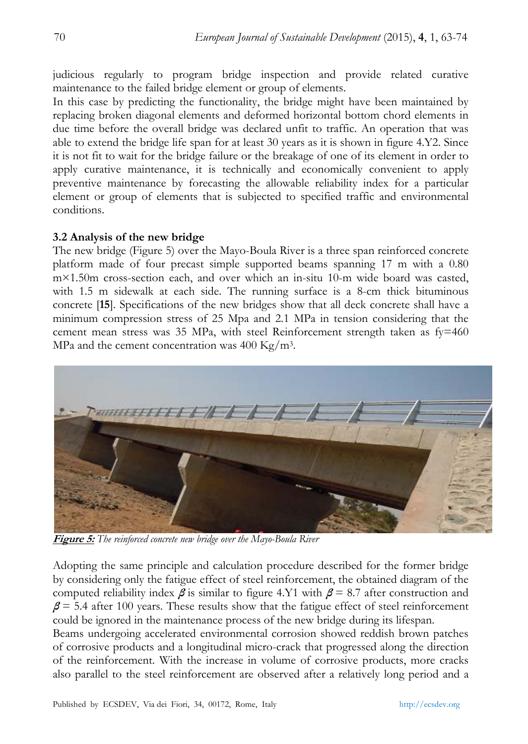judicious regularly to program bridge inspection and provide related curative maintenance to the failed bridge element or group of elements.

In this case by predicting the functionality, the bridge might have been maintained by replacing broken diagonal elements and deformed horizontal bottom chord elements in due time before the overall bridge was declared unfit to traffic. An operation that was able to extend the bridge life span for at least 30 years as it is shown in figure 4.Y2. Since it is not fit to wait for the bridge failure or the breakage of one of its element in order to apply curative maintenance, it is technically and economically convenient to apply preventive maintenance by forecasting the allowable reliability index for a particular element or group of elements that is subjected to specified traffic and environmental conditions.

### 3.2 Analysis of the new bridge

The new bridge (Figure 5) over the Mayo-Boula River is a three span reinforced concrete platform made of four precast simple supported beams spanning 17 m with a 0.80 m×1.50m cross-section each, and over which an in-situ 10-m wide board was casted, with 1.5 m sidewalk at each side. The running surface is a 8-cm thick bituminous concrete [**15**]. Specifications of the new bridges show that all deck concrete shall have a minimum compression stress of 25 Mpa and 2.1 MPa in tension considering that the cement mean stress was 35 MPa, with steel Reinforcement strength taken as fy=460 MPa and the cement concentration was 400 Kg/m$^3$.

**Figure 5:** *The reinforced concrete new bridge over the Mayo-Boula River*

Adopting the same principle and calculation procedure described for the former bridge by considering only the fatigue effect of steel reinforcement, the obtained diagram of the computed reliability index $\beta$ is similar to figure 4.Y1 with $\beta = 8.7$ after construction and $\beta = 5.4$ after 100 years. These results show that the fatigue effect of steel reinforcement could be ignored in the maintenance process of the new bridge during its lifespan.

Beams undergoing accelerated environmental corrosion showed reddish brown patches of corrosive products and a longitudinal micro-crack that progressed along the direction of the reinforcement. With the increase in volume of corrosive products, more cracks also parallel to the steel reinforcement are observed after a relatively long period and a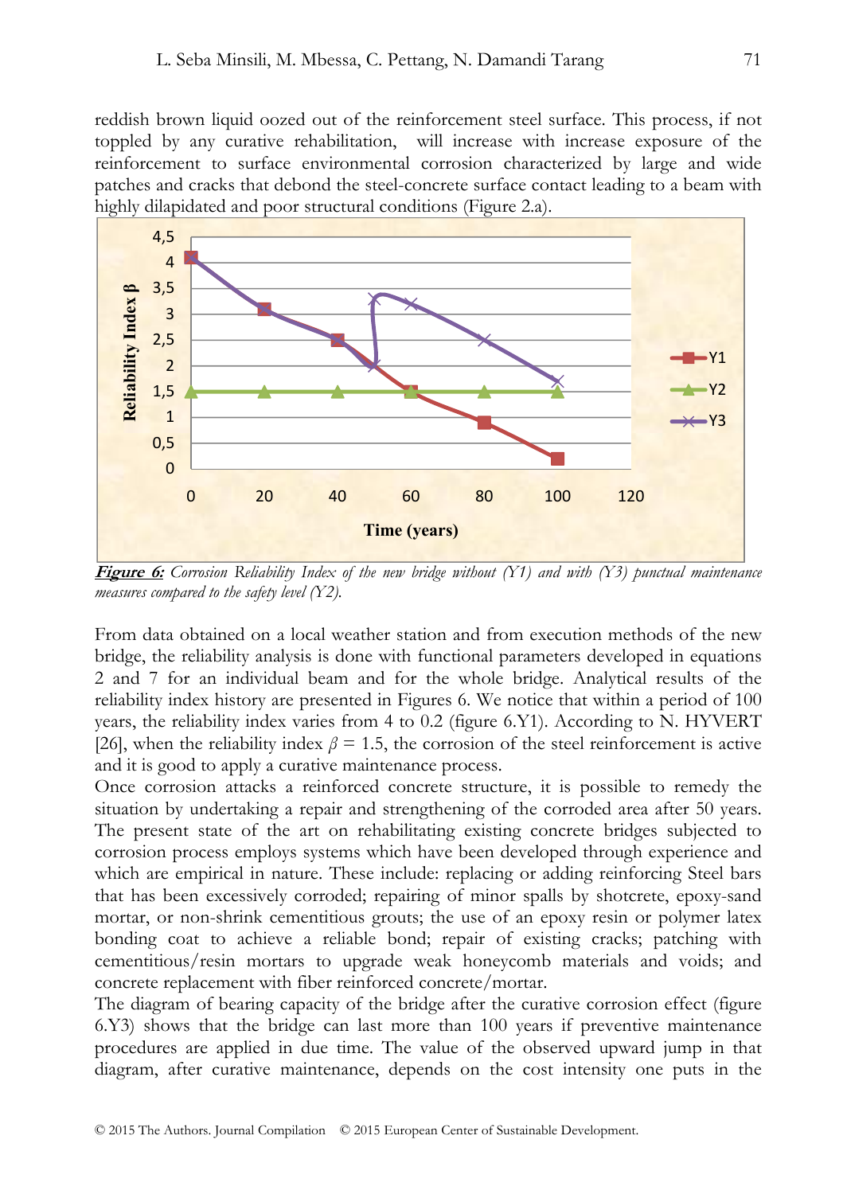reddish brown liquid oozed out of the reinforcement steel surface. This process, if not toppled by any curative rehabilitation, will increase with increase exposure of the reinforcement to surface environmental corrosion characterized by large and wide patches and cracks that debond the steel-concrete surface contact leading to a beam with highly dilapidated and poor structural conditions (Figure 2.a).

***Figure 6:*** *Corrosion Reliability Index of the new bridge without (Y1) and with (Y3) punctual maintenance measures compared to the safety level (Y2).*

From data obtained on a local weather station and from execution methods of the new bridge, the reliability analysis is done with functional parameters developed in equations 2 and 7 for an individual beam and for the whole bridge. Analytical results of the reliability index history are presented in Figures 6. We notice that within a period of 100 years, the reliability index varies from 4 to 0.2 (figure 6.Y1). According to N. HYVERT [26], when the reliability index $\beta = 1.5$, the corrosion of the steel reinforcement is active and it is good to apply a curative maintenance process.

Once corrosion attacks a reinforced concrete structure, it is possible to remedy the situation by undertaking a repair and strengthening of the corroded area after 50 years. The present state of the art on rehabilitating existing concrete bridges subjected to corrosion process employs systems which have been developed through experience and which are empirical in nature. These include: replacing or adding reinforcing Steel bars that has been excessively corroded; repairing of minor spalls by shotcrete, epoxy-sand mortar, or non-shrink cementitious grouts; the use of an epoxy resin or polymer latex bonding coat to achieve a reliable bond; repair of existing cracks; patching with cementitious/resin mortars to upgrade weak honeycomb materials and voids; and concrete replacement with fiber reinforced concrete/mortar.

The diagram of bearing capacity of the bridge after the curative corrosion effect (figure 6.Y3) shows that the bridge can last more than 100 years if preventive maintenance procedures are applied in due time. The value of the observed upward jump in that diagram, after curative maintenance, depends on the cost intensity one puts in the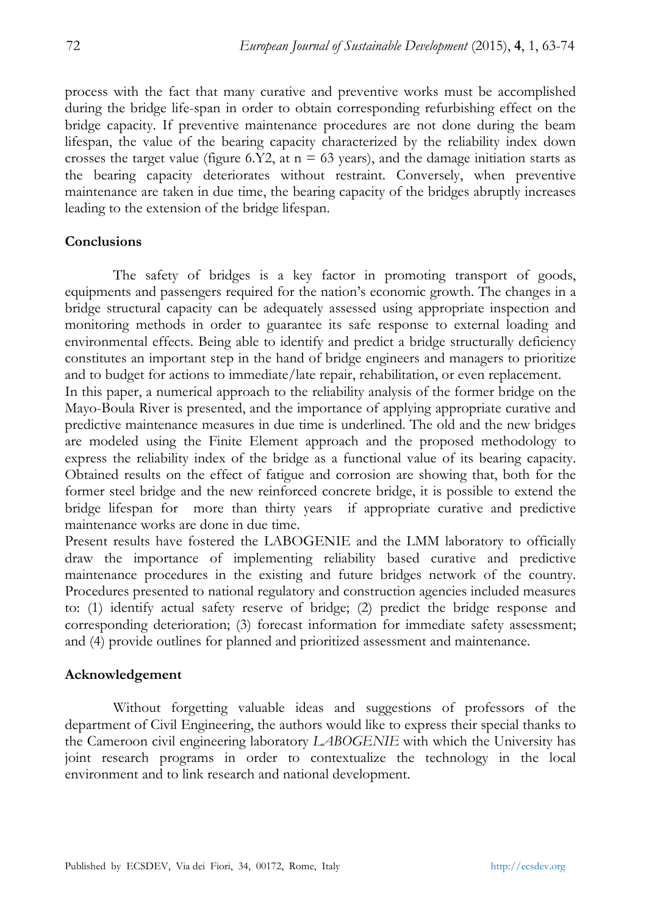process with the fact that many curative and preventive works must be accomplished during the bridge life-span in order to obtain corresponding refurbishing effect on the bridge capacity. If preventive maintenance procedures are not done during the beam lifespan, the value of the bearing capacity characterized by the reliability index down crosses the target value (figure 6.Y2, at n = 63 years), and the damage initiation starts as the bearing capacity deteriorates without restraint. Conversely, when preventive maintenance are taken in due time, the bearing capacity of the bridges abruptly increases leading to the extension of the bridge lifespan.

## Conclusions

The safety of bridges is a key factor in promoting transport of goods, equipments and passengers required for the nation's economic growth. The changes in a bridge structural capacity can be adequately assessed using appropriate inspection and monitoring methods in order to guarantee its safe response to external loading and environmental effects. Being able to identify and predict a bridge structurally deficiency constitutes an important step in the hand of bridge engineers and managers to prioritize and to budget for actions to immediate/late repair, rehabilitation, or even replacement.

In this paper, a numerical approach to the reliability analysis of the former bridge on the Mayo-Boula River is presented, and the importance of applying appropriate curative and predictive maintenance measures in due time is underlined. The old and the new bridges are modeled using the Finite Element approach and the proposed methodology to express the reliability index of the bridge as a functional value of its bearing capacity. Obtained results on the effect of fatigue and corrosion are showing that, both for the former steel bridge and the new reinforced concrete bridge, it is possible to extend the bridge lifespan for more than thirty years if appropriate curative and predictive maintenance works are done in due time.

Present results have fostered the LABOGENIE and the LMM laboratory to officially draw the importance of implementing reliability based curative and predictive maintenance procedures in the existing and future bridges network of the country. Procedures presented to national regulatory and construction agencies included measures to: (1) identify actual safety reserve of bridge; (2) predict the bridge response and corresponding deterioration; (3) forecast information for immediate safety assessment; and (4) provide outlines for planned and prioritized assessment and maintenance.

## Acknowledgement

Without forgetting valuable ideas and suggestions of professors of the department of Civil Engineering, the authors would like to express their special thanks to the Cameroon civil engineering laboratory *LABOGENIE* with which the University has joint research programs in order to contextualize the technology in the local environment and to link research and national development.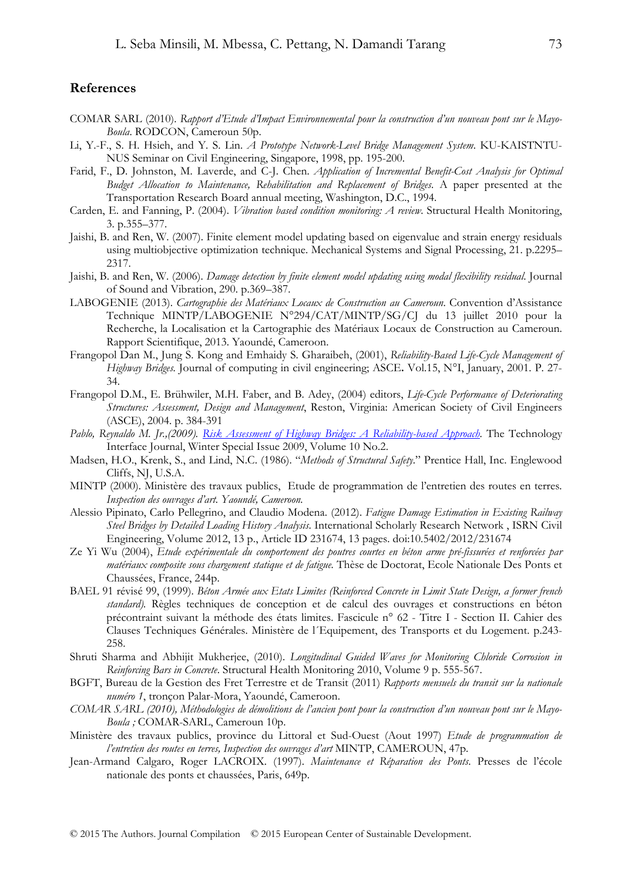## References

COMAR SARL (2010). *Rapport d'Etude d'Impact Environnemental pour la construction d'un nouveau pont sur le Mayo-Boula*. RODCON, Cameroun 50p.

Li, Y.-F., S. H. Hsieh, and Y. S. Lin. *A Prototype Network-Level Bridge Management System*. KU-KAISTNTU-NUS Seminar on Civil Engineering, Singapore, 1998, pp. 195-200.

Farid, F., D. Johnston, M. Laverde, and C-J. Chen. *Application of Incremental Benefit-Cost Analysis for Optimal Budget Allocation to Maintenance, Rehabilitation and Replacement of Bridges*. A paper presented at the Transportation Research Board annual meeting, Washington, D.C., 1994.

Carden, E. and Fanning, P. (2004). *Vibration based condition monitoring: A review*. Structural Health Monitoring, 3. p.355–377.

Jaishi, B. and Ren, W. (2007). Finite element model updating based on eigenvalue and strain energy residuals using multiobjective optimization technique. Mechanical Systems and Signal Processing, 21. p.2295–2317.

Jaishi, B. and Ren, W. (2006). *Damage detection by finite element model updating using modal flexibility residual*. Journal of Sound and Vibration, 290. p.369–387.

LABOGENIE (2013). *Cartographie des Matériaux Locaux de Construction au Cameroun*. Convention d'Assistance Technique MINTP/LABOGENIE N°294/CAT/MINTP/SG/CJ du 13 juillet 2010 pour la Recherche, la Localisation et la Cartographie des Matériaux Locaux de Construction au Cameroun. Rapport Scientifique, 2013. Yaoundé, Cameroon.

Frangopol Dan M., Jung S. Kong and Emhaidy S. Gharaibeh, (2001), *Reliability-Based Life-Cycle Management of Highway Bridges*. Journal of computing in civil engineering; ASCE**.** Vol.15, N°I, January, 2001. P. 27-34.

Frangopol D.M., E. Brühwiler, M.H. Faber, and B. Adey, (2004) editors, *Life-Cycle Performance of Deteriorating Structures: Assessment, Design and Management*, Reston, Virginia: American Society of Civil Engineers (ASCE), 2004. p. 384-391

*Pablo, Reynaldo M. Jr.,(2009). Risk Assessment of Highway Bridges: A Reliability-based Approach.* The Technology Interface Journal, Winter Special Issue 2009, Volume 10 No.2.

Madsen, H.O., Krenk, S., and Lind, N.C. (1986). "*Methods of Structural Safety*." Prentice Hall, Inc. Englewood Cliffs, NJ, U.S.A.

MINTP (2000). Ministère des travaux publics, Etude de programmation de l'entretien des routes en terres. *Inspection des ouvrages d'art. Yaoundé, Cameroon.*

Alessio Pipinato, Carlo Pellegrino, and Claudio Modena. (2012). *Fatigue Damage Estimation in Existing Railway Steel Bridges by Detailed Loading History Analysis*. International Scholarly Research Network , ISRN Civil Engineering, Volume 2012, 13 p., Article ID 231674, 13 pages. doi:10.5402/2012/231674

Ze Yi Wu (2004), *Etude expérimentale du comportement des poutres courtes en béton arme pré-fissurées et renforcées par matériaux composite sous chargement statique et de fatigue.* Thèse de Doctorat, Ecole Nationale Des Ponts et Chaussées, France, 244p.

BAEL 91 révisé 99, (1999). *Béton Armée aux Etats Limites (Reinforced Concrete in Limit State Design, a former french standard).* Règles techniques de conception et de calcul des ouvrages et constructions en béton précontraint suivant la méthode des états limites. Fascicule n° 62 - Titre I - Section II. Cahier des Clauses Techniques Générales. Ministère de l´Equipement, des Transports et du Logement. p.243-258.

Shruti Sharma and Abhijit Mukherjee, (2010). *Longitudinal Guided Waves for Monitoring Chloride Corrosion in Reinforcing Bars in Concrete*. Structural Health Monitoring 2010, Volume 9 p. 555-567.

BGFT, Bureau de la Gestion des Fret Terrestre et de Transit (2011) *Rapports mensuels du transit sur la nationale numéro 1*, tronçon Palar-Mora, Yaoundé, Cameroon.

*COMAR SARL (2010), Méthodologies de démolitions de l'ancien pont pour la construction d'un nouveau pont sur le Mayo-Boula ;* COMAR-SARL, Cameroun 10p.

Ministère des travaux publics, province du Littoral et Sud-Ouest (Aout 1997) *Etude de programmation de l'entretien des routes en terres, Inspection des ouvrages d'art* MINTP, CAMEROUN, 47p.

Jean-Armand Calgaro, Roger LACROIX. (1997). *Maintenance et Réparation des Ponts*. Presses de l'école nationale des ponts et chaussées, Paris, 649p.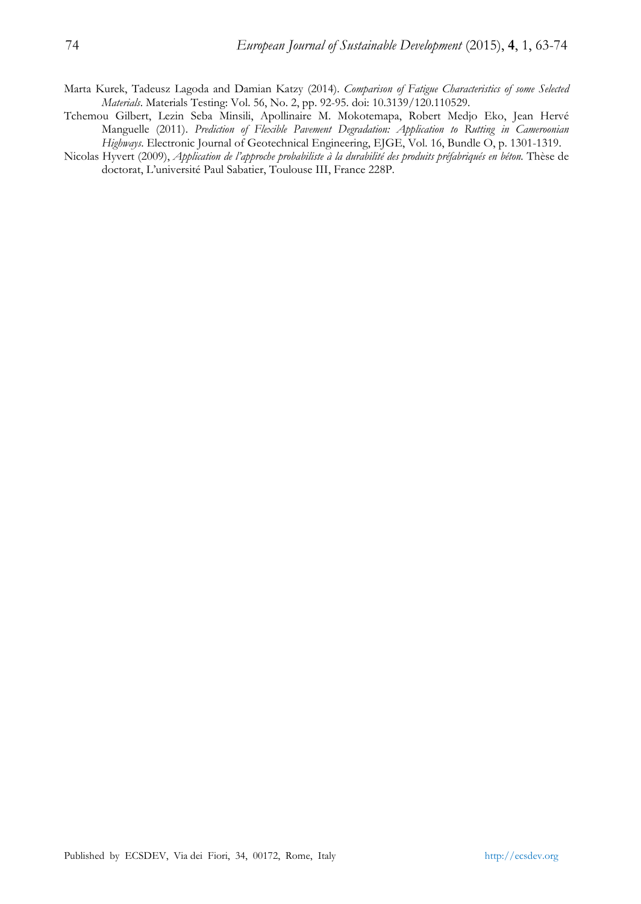Marta Kurek, Tadeusz Lagoda and Damian Katzy (2014). *Comparison of Fatigue Characteristics of some Selected Materials*. Materials Testing: Vol. 56, No. 2, pp. 92-95. doi: 10.3139/120.110529.

Tchemou Gilbert, Lezin Seba Minsili, Apollinaire M. Mokotemapa, Robert Medjo Eko, Jean Hervé Manguelle (2011). *Prediction of Flexible Pavement Degradation: Application to Rutting in Cameroonian Highways*. Electronic Journal of Geotechnical Engineering, EJGE, Vol. 16, Bundle O, p. 1301-1319.

Nicolas Hyvert (2009), *Application de l'approche probabiliste à la durabilité des produits préfabriqués en béton*. Thèse de doctorat, L'université Paul Sabatier, Toulouse III, France 228P.